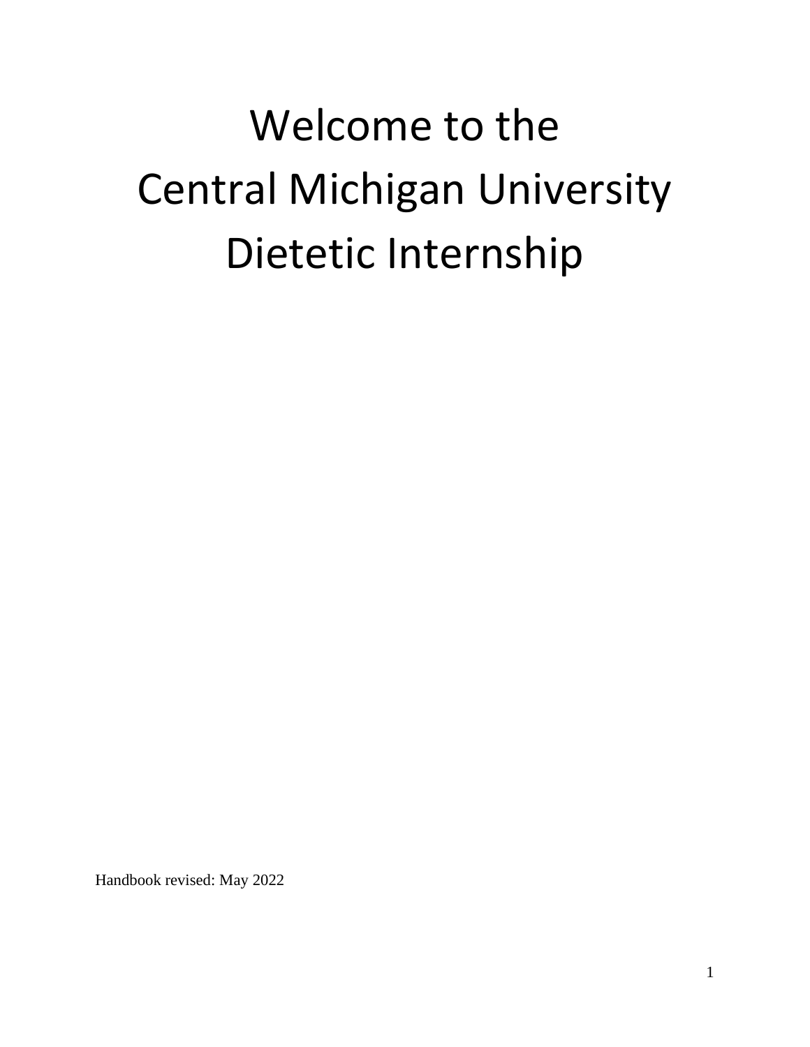# Welcome to the Central Michigan University Dietetic Internship

Handbook revised: May 2022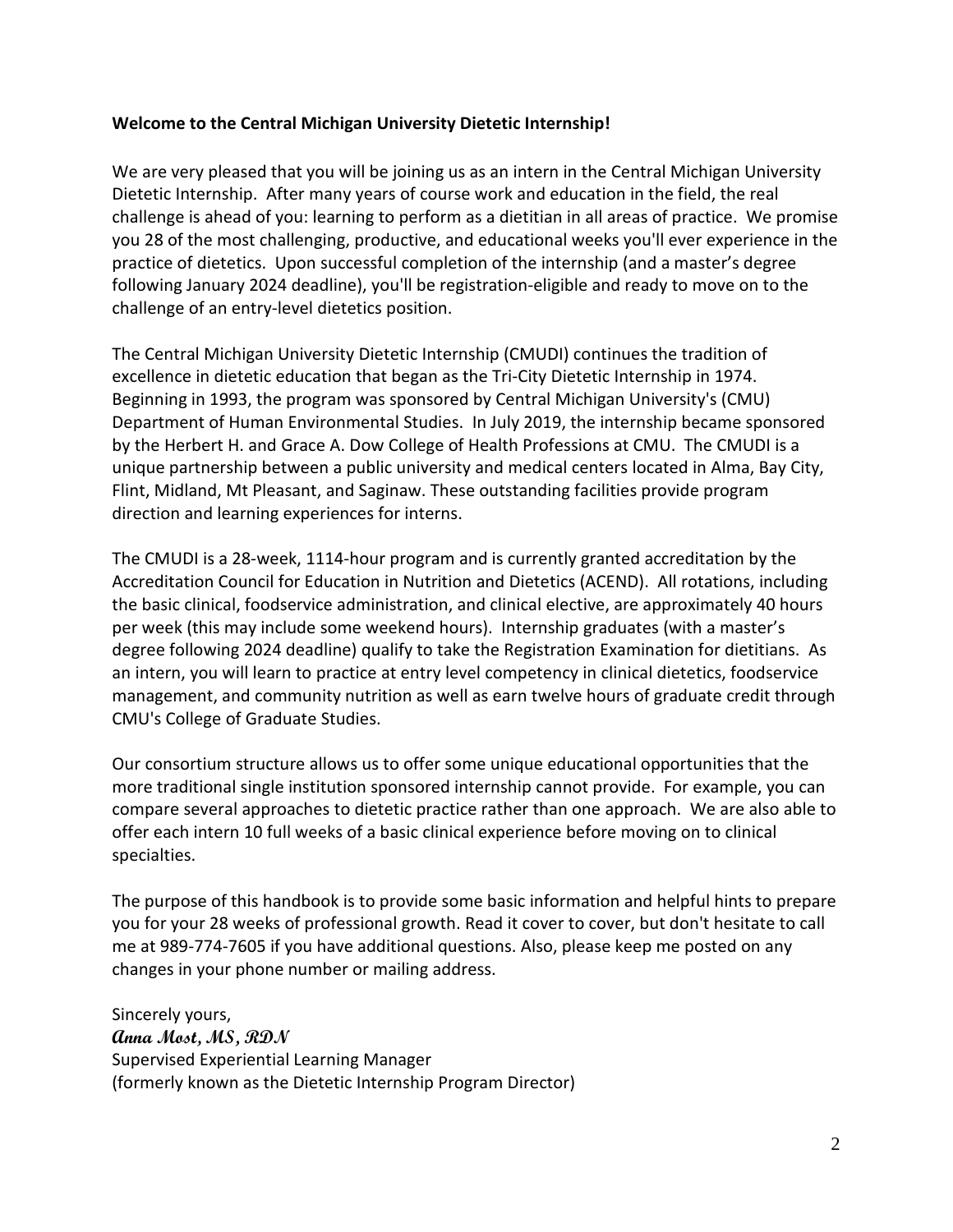**Welcome to the Central Michigan University Dietetic Internship!**

We are very pleased that you will be joining us as an intern in the Central Michigan University Dietetic Internship. After many years of course work and education in the field, the real challenge is ahead of you: learning to perform as a dietitian in all areas of practice. We promise you 28 of the most challenging, productive, and educational weeks you'll ever experience in the practice of dietetics. Upon successful completion of the internship (and a master's degree following January 2024 deadline), you'll be registration-eligible and ready to move on to the challenge of an entry-level dietetics position.

The Central Michigan University Dietetic Internship (CMUDI) continues the tradition of excellence in dietetic education that began as the Tri-City Dietetic Internship in 1974. Beginning in 1993, the program was sponsored by Central Michigan University's (CMU) Department of Human Environmental Studies. In July 2019, the internship became sponsored by the Herbert H. and Grace A. Dow College of Health Professions at CMU. The CMUDI is a unique partnership between a public university and medical centers located in Alma, Bay City, Flint, Midland, Mt Pleasant, and Saginaw. These outstanding facilities provide program direction and learning experiences for interns.

The CMUDI is a 28-week, 1114-hour program and is currently granted accreditation by the Accreditation Council for Education in Nutrition and Dietetics (ACEND). All rotations, including the basic clinical, foodservice administration, and clinical elective, are approximately 40 hours per week (this may include some weekend hours). Internship graduates (with a master's degree following 2024 deadline) qualify to take the Registration Examination for dietitians. As an intern, you will learn to practice at entry level competency in clinical dietetics, foodservice management, and community nutrition as well as earn twelve hours of graduate credit through CMU's College of Graduate Studies.

Our consortium structure allows us to offer some unique educational opportunities that the more traditional single institution sponsored internship cannot provide. For example, you can compare several approaches to dietetic practice rather than one approach. We are also able to offer each intern 10 full weeks of a basic clinical experience before moving on to clinical specialties.

The purpose of this handbook is to provide some basic information and helpful hints to prepare you for your 28 weeks of professional growth. Read it cover to cover, but don't hesitate to call me at 989-774-7605 if you have additional questions. Also, please keep me posted on any changes in your phone number or mailing address.

Sincerely yours,
***Anna Most, MS, RDN***
Supervised Experiential Learning Manager
(formerly known as the Dietetic Internship Program Director)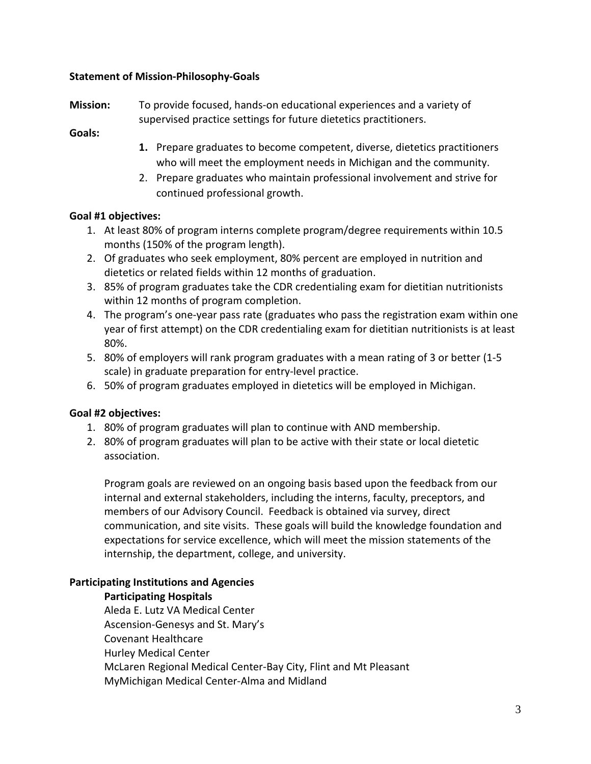**Statement of Mission-Philosophy-Goals**

**Mission:** To provide focused, hands-on educational experiences and a variety of supervised practice settings for future dietetics practitioners.

**Goals:**

1. Prepare graduates to become competent, diverse, dietetics practitioners who will meet the employment needs in Michigan and the community.
2. Prepare graduates who maintain professional involvement and strive for continued professional growth.

**Goal #1 objectives:**

1. At least 80% of program interns complete program/degree requirements within 10.5 months (150% of the program length).
2. Of graduates who seek employment, 80% percent are employed in nutrition and dietetics or related fields within 12 months of graduation.
3. 85% of program graduates take the CDR credentialing exam for dietitian nutritionists within 12 months of program completion.
4. The program's one-year pass rate (graduates who pass the registration exam within one year of first attempt) on the CDR credentialing exam for dietitian nutritionists is at least 80%.
5. 80% of employers will rank program graduates with a mean rating of 3 or better (1-5 scale) in graduate preparation for entry-level practice.
6. 50% of program graduates employed in dietetics will be employed in Michigan.

**Goal #2 objectives:**

1. 80% of program graduates will plan to continue with AND membership.
2. 80% of program graduates will plan to be active with their state or local dietetic association.

Program goals are reviewed on an ongoing basis based upon the feedback from our internal and external stakeholders, including the interns, faculty, preceptors, and members of our Advisory Council. Feedback is obtained via survey, direct communication, and site visits. These goals will build the knowledge foundation and expectations for service excellence, which will meet the mission statements of the internship, the department, college, and university.

**Participating Institutions and Agencies**

**Participating Hospitals**

Aleda E. Lutz VA Medical Center
Ascension-Genesys and St. Mary's
Covenant Healthcare
Hurley Medical Center
McLaren Regional Medical Center-Bay City, Flint and Mt Pleasant
MyMichigan Medical Center-Alma and Midland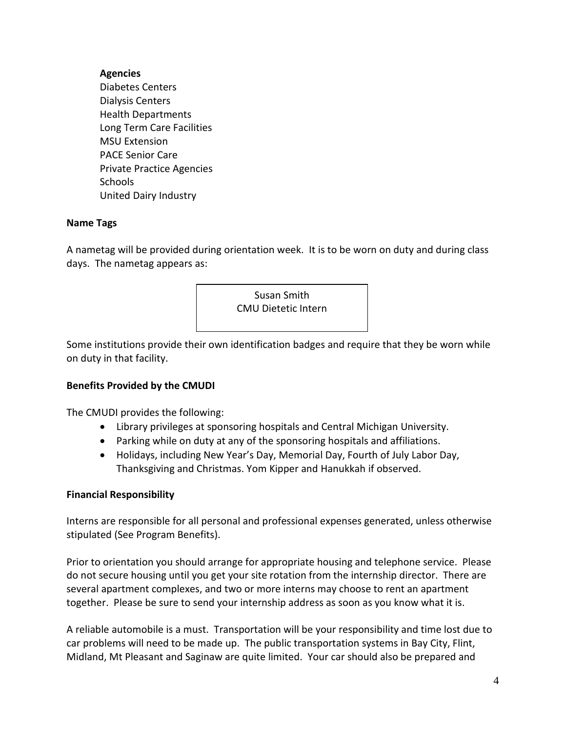**Agencies**

Diabetes Centers
Dialysis Centers
Health Departments
Long Term Care Facilities
MSU Extension
PACE Senior Care
Private Practice Agencies
Schools
United Dairy Industry

**Name Tags**

A nametag will be provided during orientation week. It is to be worn on duty and during class days. The nametag appears as:

| Susan Smith<br>CMU Dietetic Intern |
|---|

Some institutions provide their own identification badges and require that they be worn while on duty in that facility.

**Benefits Provided by the CMUDI**

The CMUDI provides the following:

- Library privileges at sponsoring hospitals and Central Michigan University.
- Parking while on duty at any of the sponsoring hospitals and affiliations.
- Holidays, including New Year's Day, Memorial Day, Fourth of July Labor Day, Thanksgiving and Christmas. Yom Kipper and Hanukkah if observed.

**Financial Responsibility**

Interns are responsible for all personal and professional expenses generated, unless otherwise stipulated (See Program Benefits).

Prior to orientation you should arrange for appropriate housing and telephone service. Please do not secure housing until you get your site rotation from the internship director. There are several apartment complexes, and two or more interns may choose to rent an apartment together. Please be sure to send your internship address as soon as you know what it is.

A reliable automobile is a must. Transportation will be your responsibility and time lost due to car problems will need to be made up. The public transportation systems in Bay City, Flint, Midland, Mt Pleasant and Saginaw are quite limited. Your car should also be prepared and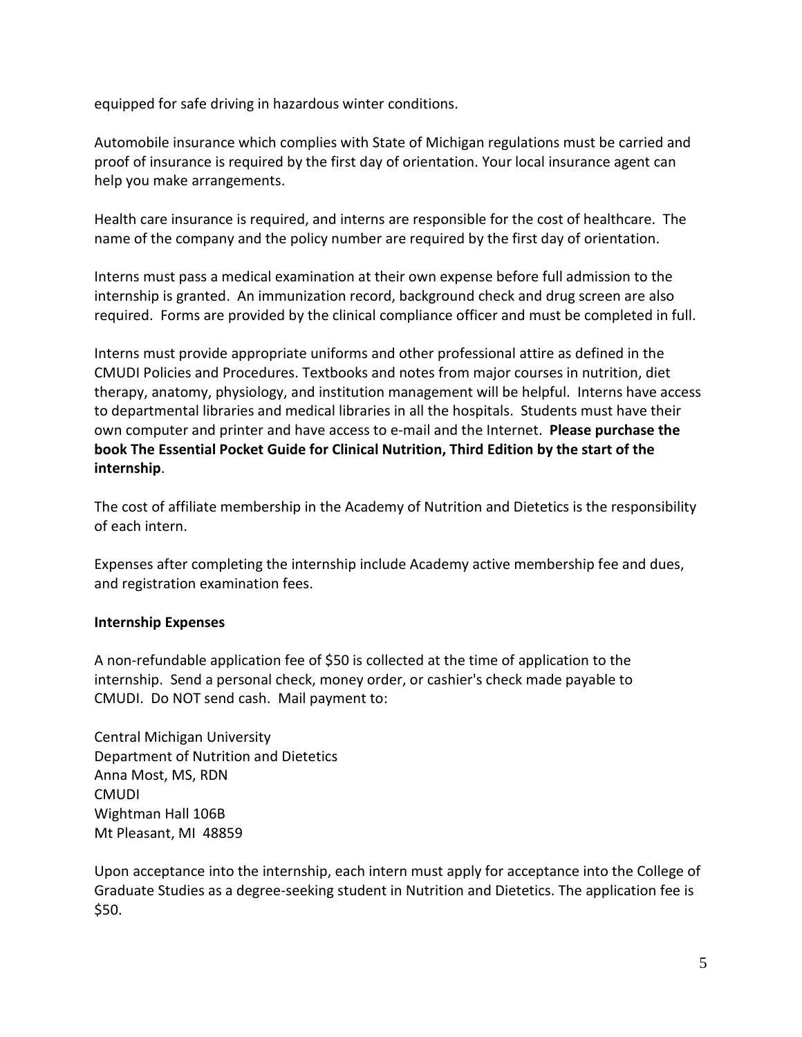equipped for safe driving in hazardous winter conditions.

Automobile insurance which complies with State of Michigan regulations must be carried and proof of insurance is required by the first day of orientation. Your local insurance agent can help you make arrangements.

Health care insurance is required, and interns are responsible for the cost of healthcare. The name of the company and the policy number are required by the first day of orientation.

Interns must pass a medical examination at their own expense before full admission to the internship is granted. An immunization record, background check and drug screen are also required. Forms are provided by the clinical compliance officer and must be completed in full.

Interns must provide appropriate uniforms and other professional attire as defined in the CMUDI Policies and Procedures. Textbooks and notes from major courses in nutrition, diet therapy, anatomy, physiology, and institution management will be helpful. Interns have access to departmental libraries and medical libraries in all the hospitals. Students must have their own computer and printer and have access to e-mail and the Internet. **Please purchase the book The Essential Pocket Guide for Clinical Nutrition, Third Edition by the start of the internship**.

The cost of affiliate membership in the Academy of Nutrition and Dietetics is the responsibility of each intern.

Expenses after completing the internship include Academy active membership fee and dues, and registration examination fees.

**Internship Expenses**

A non-refundable application fee of $50 is collected at the time of application to the internship. Send a personal check, money order, or cashier's check made payable to CMUDI. Do NOT send cash. Mail payment to:

Central Michigan University
Department of Nutrition and Dietetics
Anna Most, MS, RDN
CMUDI
Wightman Hall 106B
Mt Pleasant, MI 48859

Upon acceptance into the internship, each intern must apply for acceptance into the College of Graduate Studies as a degree-seeking student in Nutrition and Dietetics. The application fee is $50.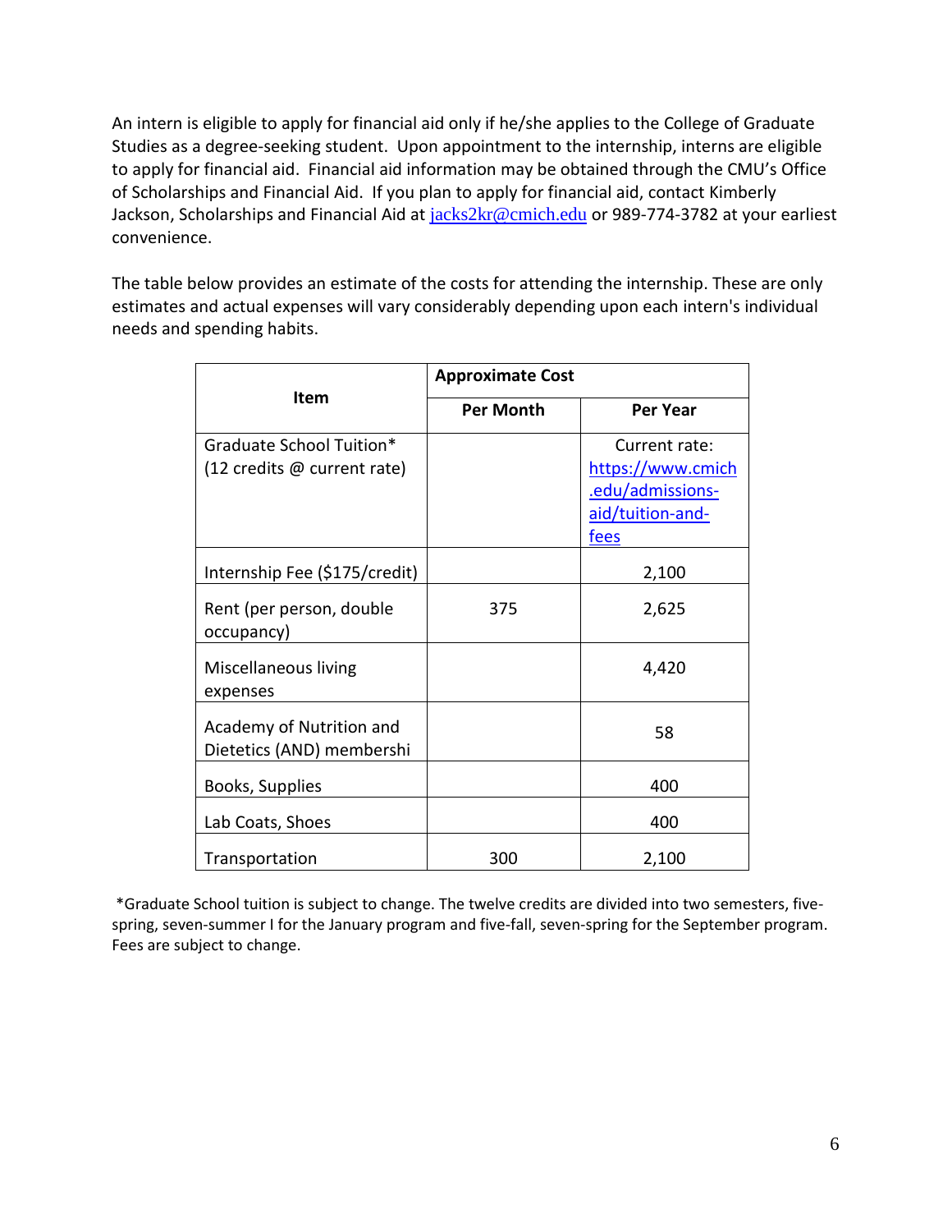An intern is eligible to apply for financial aid only if he/she applies to the College of Graduate Studies as a degree-seeking student. Upon appointment to the internship, interns are eligible to apply for financial aid. Financial aid information may be obtained through the CMU's Office of Scholarships and Financial Aid. If you plan to apply for financial aid, contact Kimberly Jackson, Scholarships and Financial Aid at jacks2kr@cmich.edu or 989-774-3782 at your earliest convenience.

The table below provides an estimate of the costs for attending the internship. These are only estimates and actual expenses will vary considerably depending upon each intern's individual needs and spending habits.

| Item | Approximate Cost | |
|---|---|---|
| | **Per Month** | **Per Year** |
| Graduate School Tuition* (12 credits @ current rate) | | Current rate: https://www.cmich.edu/admissions-aid/tuition-and-fees |
| Internship Fee ($175/credit) | | 2,100 |
| Rent (per person, double occupancy) | 375 | 2,625 |
| Miscellaneous living expenses | | 4,420 |
| Academy of Nutrition and Dietetics (AND) membershi | | 58 |
| Books, Supplies | | 400 |
| Lab Coats, Shoes | | 400 |
| Transportation | 300 | 2,100 |

*Graduate School tuition is subject to change. The twelve credits are divided into two semesters, five-spring, seven-summer I for the January program and five-fall, seven-spring for the September program. Fees are subject to change.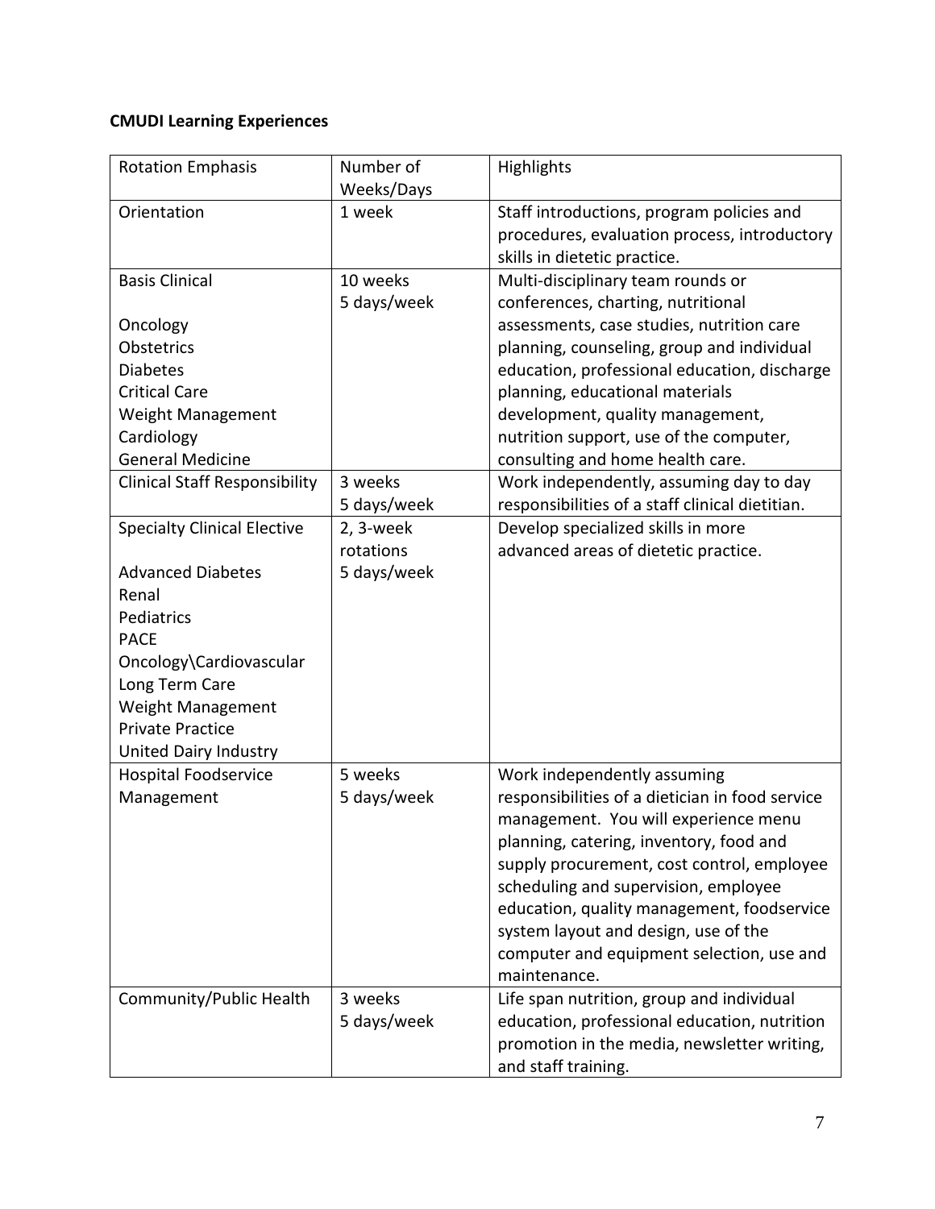**CMUDI Learning Experiences**

| Rotation Emphasis | Number of Weeks/Days | Highlights |
|---|---|---|
| Orientation | 1 week | Staff introductions, program policies and procedures, evaluation process, introductory skills in dietetic practice. |
| Basis Clinical<br><br>Oncology<br>Obstetrics<br>Diabetes<br>Critical Care<br>Weight Management<br>Cardiology<br>General Medicine | 10 weeks<br>5 days/week | Multi-disciplinary team rounds or conferences, charting, nutritional assessments, case studies, nutrition care planning, counseling, group and individual education, professional education, discharge planning, educational materials development, quality management, nutrition support, use of the computer, consulting and home health care. |
| Clinical Staff Responsibility | 3 weeks<br>5 days/week | Work independently, assuming day to day responsibilities of a staff clinical dietitian. |
| Specialty Clinical Elective<br><br>Advanced Diabetes<br>Renal<br>Pediatrics<br>PACE<br>Oncology\Cardiovascular<br>Long Term Care<br>Weight Management<br>Private Practice<br>United Dairy Industry | 2, 3-week rotations<br>5 days/week | Develop specialized skills in more advanced areas of dietetic practice. |
| Hospital Foodservice Management | 5 weeks<br>5 days/week | Work independently assuming responsibilities of a dietician in food service management. You will experience menu planning, catering, inventory, food and supply procurement, cost control, employee scheduling and supervision, employee education, quality management, foodservice system layout and design, use of the computer and equipment selection, use and maintenance. |
| Community/Public Health | 3 weeks<br>5 days/week | Life span nutrition, group and individual education, professional education, nutrition promotion in the media, newsletter writing, and staff training. |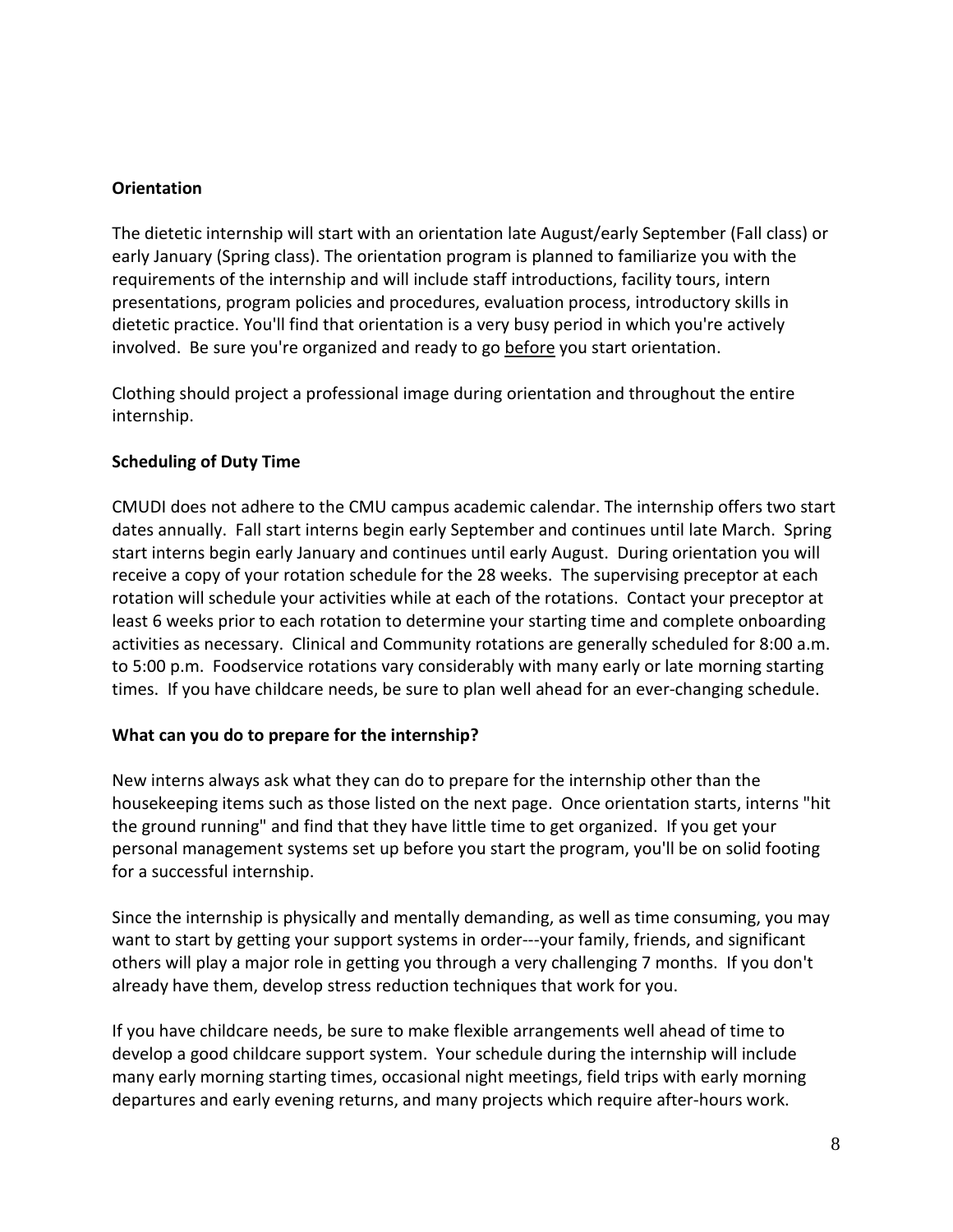**Orientation**

The dietetic internship will start with an orientation late August/early September (Fall class) or early January (Spring class). The orientation program is planned to familiarize you with the requirements of the internship and will include staff introductions, facility tours, intern presentations, program policies and procedures, evaluation process, introductory skills in dietetic practice. You'll find that orientation is a very busy period in which you're actively involved. Be sure you're organized and ready to go <u>before</u> you start orientation.

Clothing should project a professional image during orientation and throughout the entire internship.

**Scheduling of Duty Time**

CMUDI does not adhere to the CMU campus academic calendar. The internship offers two start dates annually. Fall start interns begin early September and continues until late March. Spring start interns begin early January and continues until early August. During orientation you will receive a copy of your rotation schedule for the 28 weeks. The supervising preceptor at each rotation will schedule your activities while at each of the rotations. Contact your preceptor at least 6 weeks prior to each rotation to determine your starting time and complete onboarding activities as necessary. Clinical and Community rotations are generally scheduled for 8:00 a.m. to 5:00 p.m. Foodservice rotations vary considerably with many early or late morning starting times. If you have childcare needs, be sure to plan well ahead for an ever-changing schedule.

**What can you do to prepare for the internship?**

New interns always ask what they can do to prepare for the internship other than the housekeeping items such as those listed on the next page. Once orientation starts, interns "hit the ground running" and find that they have little time to get organized. If you get your personal management systems set up before you start the program, you'll be on solid footing for a successful internship.

Since the internship is physically and mentally demanding, as well as time consuming, you may want to start by getting your support systems in order---your family, friends, and significant others will play a major role in getting you through a very challenging 7 months. If you don't already have them, develop stress reduction techniques that work for you.

If you have childcare needs, be sure to make flexible arrangements well ahead of time to develop a good childcare support system. Your schedule during the internship will include many early morning starting times, occasional night meetings, field trips with early morning departures and early evening returns, and many projects which require after-hours work.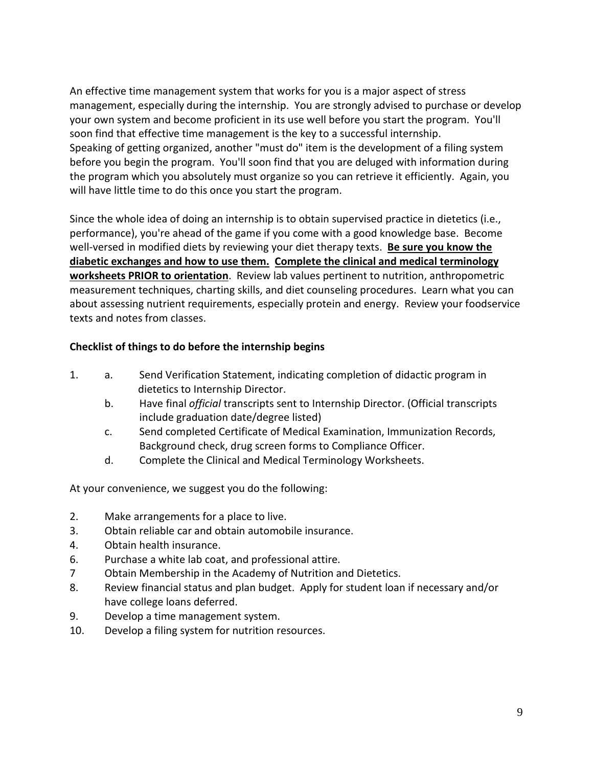An effective time management system that works for you is a major aspect of stress management, especially during the internship. You are strongly advised to purchase or develop your own system and become proficient in its use well before you start the program. You'll soon find that effective time management is the key to a successful internship.
Speaking of getting organized, another "must do" item is the development of a filing system before you begin the program. You'll soon find that you are deluged with information during the program which you absolutely must organize so you can retrieve it efficiently. Again, you will have little time to do this once you start the program.

Since the whole idea of doing an internship is to obtain supervised practice in dietetics (i.e., performance), you're ahead of the game if you come with a good knowledge base. Become well-versed in modified diets by reviewing your diet therapy texts. <u>**Be sure you know the diabetic exchanges and how to use them.**</u> <u>**Complete the clinical and medical terminology worksheets PRIOR to orientation**</u>. Review lab values pertinent to nutrition, anthropometric measurement techniques, charting skills, and diet counseling procedures. Learn what you can about assessing nutrient requirements, especially protein and energy. Review your foodservice texts and notes from classes.

**Checklist of things to do before the internship begins**

1. a. Send Verification Statement, indicating completion of didactic program in dietetics to Internship Director.
   b. Have final *official* transcripts sent to Internship Director. (Official transcripts include graduation date/degree listed)
   c. Send completed Certificate of Medical Examination, Immunization Records, Background check, drug screen forms to Compliance Officer.
   d. Complete the Clinical and Medical Terminology Worksheets.

At your convenience, we suggest you do the following:

2. Make arrangements for a place to live.
3. Obtain reliable car and obtain automobile insurance.
4. Obtain health insurance.
6. Purchase a white lab coat, and professional attire.
7 Obtain Membership in the Academy of Nutrition and Dietetics.
8. Review financial status and plan budget. Apply for student loan if necessary and/or have college loans deferred.
9. Develop a time management system.
10. Develop a filing system for nutrition resources.